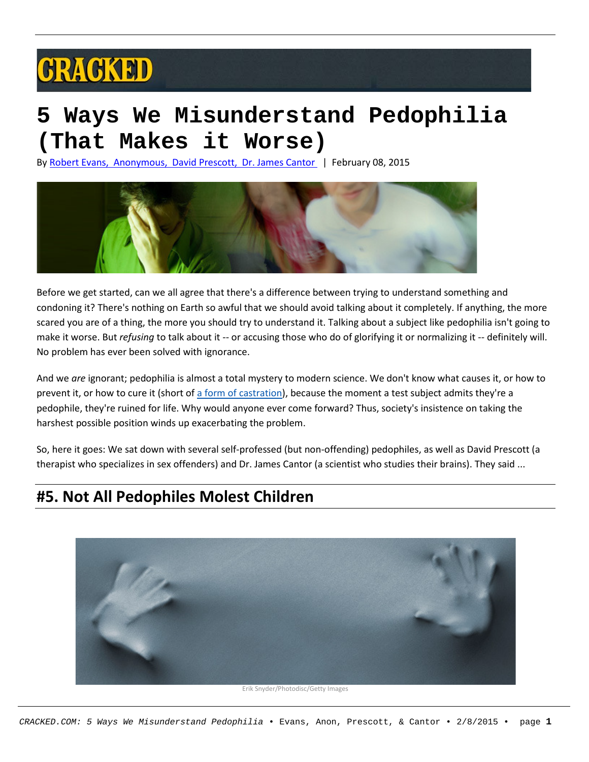CRACKED

# 5 Ways We Misunderstand Pedophilia (That Makes it Worse)

By [Robert Evans, Anonymous, David Prescott, Dr. James Cantor] | February 08, 2015

Before we get started, can we all agree that there's a difference between trying to understand something and condoning it? There's nothing on Earth so awful that we should avoid talking about it completely. If anything, the more scared you are of a thing, the more you should try to understand it. Talking about a subject like pedophilia isn't going to make it worse. But *refusing* to talk about it -- or accusing those who do of glorifying it or normalizing it -- definitely will. No problem has ever been solved with ignorance.

And we *are* ignorant; pedophilia is almost a total mystery to modern science. We don't know what causes it, or how to prevent it, or how to cure it (short of [a form of castration]), because the moment a test subject admits they're a pedophile, they're ruined for life. Why would anyone ever come forward? Thus, society's insistence on taking the harshest possible position winds up exacerbating the problem.

So, here it goes: We sat down with several self-professed (but non-offending) pedophiles, as well as David Prescott (a therapist who specializes in sex offenders) and Dr. James Cantor (a scientist who studies their brains). They said ...

## #5. Not All Pedophiles Molest Children

Erik Snyder/Photodisc/Getty Images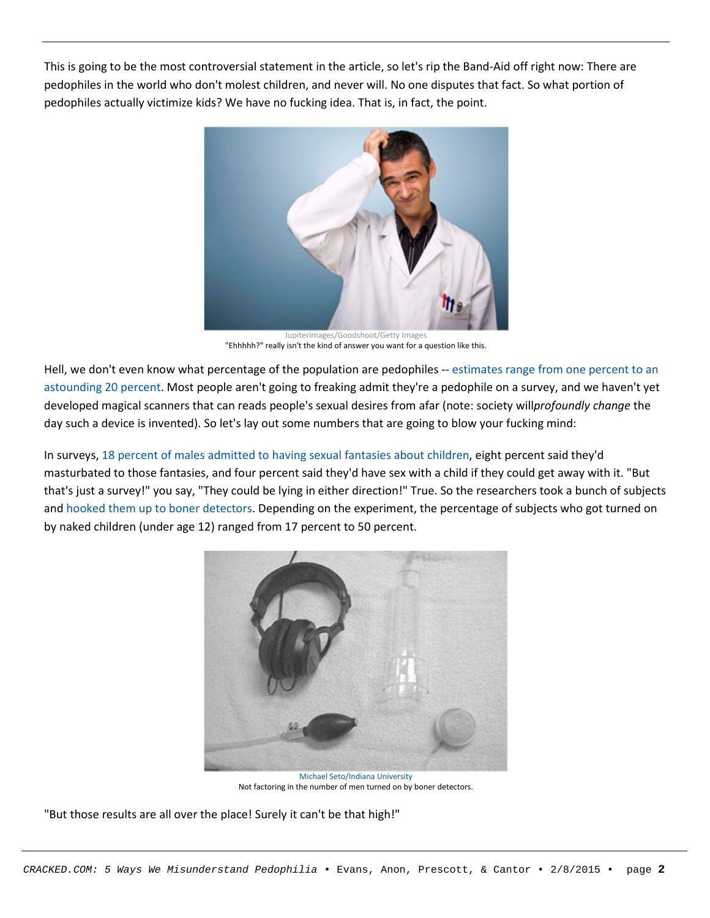This is going to be the most controversial statement in the article, so let's rip the Band-Aid off right now: There are pedophiles in the world who don't molest children, and never will. No one disputes that fact. So what portion of pedophiles actually victimize kids? We have no fucking idea. That is, in fact, the point.

Jupiterimages/Goodshoot/Getty Images

"Ehhhhh?" really isn't the kind of answer you want for a question like this.

Hell, we don't even know what percentage of the population are pedophiles -- estimates range from one percent to an astounding 20 percent. Most people aren't going to freaking admit they're a pedophile on a survey, and we haven't yet developed magical scanners that can reads people's sexual desires from afar (note: society will*profoundly change* the day such a device is invented). So let's lay out some numbers that are going to blow your fucking mind:

In surveys, 18 percent of males admitted to having sexual fantasies about children, eight percent said they'd masturbated to those fantasies, and four percent said they'd have sex with a child if they could get away with it. "But that's just a survey!" you say, "They could be lying in either direction!" True. So the researchers took a bunch of subjects and hooked them up to boner detectors. Depending on the experiment, the percentage of subjects who got turned on by naked children (under age 12) ranged from 17 percent to 50 percent.

Michael Seto/Indiana University

Not factoring in the number of men turned on by boner detectors.

"But those results are all over the place! Surely it can't be that high!"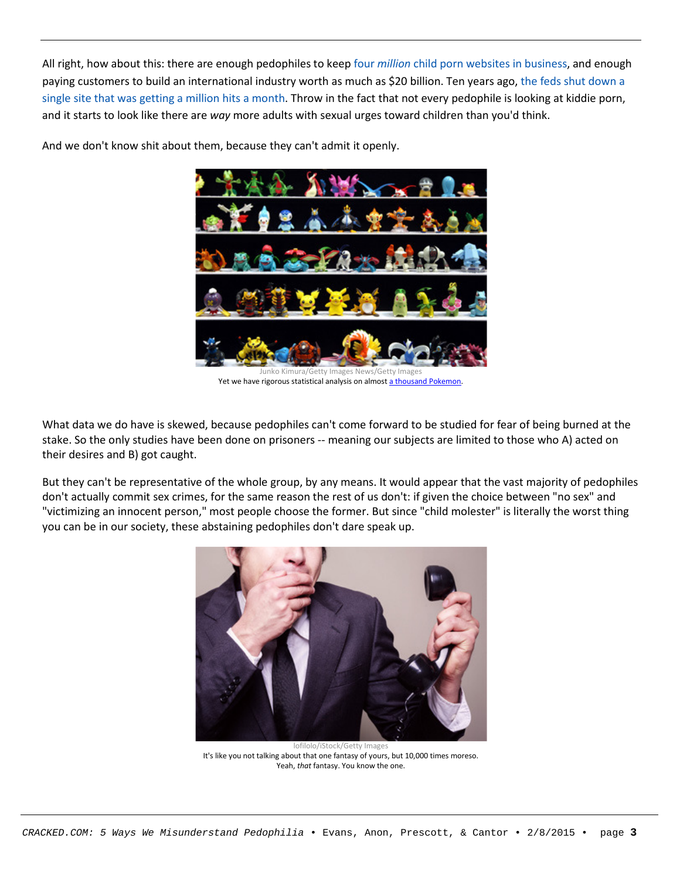All right, how about this: there are enough pedophiles to keep four *million* child porn websites in business, and enough paying customers to build an international industry worth as much as $20 billion. Ten years ago, the feds shut down a single site that was getting a million hits a month. Throw in the fact that not every pedophile is looking at kiddie porn, and it starts to look like there are *way* more adults with sexual urges toward children than you'd think.

And we don't know shit about them, because they can't admit it openly.

Junko Kimura/Getty Images News/Getty Images
Yet we have rigorous statistical analysis on almost a thousand Pokemon.

What data we do have is skewed, because pedophiles can't come forward to be studied for fear of being burned at the stake. So the only studies have been done on prisoners -- meaning our subjects are limited to those who A) acted on their desires and B) got caught.

But they can't be representative of the whole group, by any means. It would appear that the vast majority of pedophiles don't actually commit sex crimes, for the same reason the rest of us don't: if given the choice between "no sex" and "victimizing an innocent person," most people choose the former. But since "child molester" is literally the worst thing you can be in our society, these abstaining pedophiles don't dare speak up.

lofilolo/iStock/Getty Images
It's like you not talking about that one fantasy of yours, but 10,000 times moreso. Yeah, *that* fantasy. You know the one.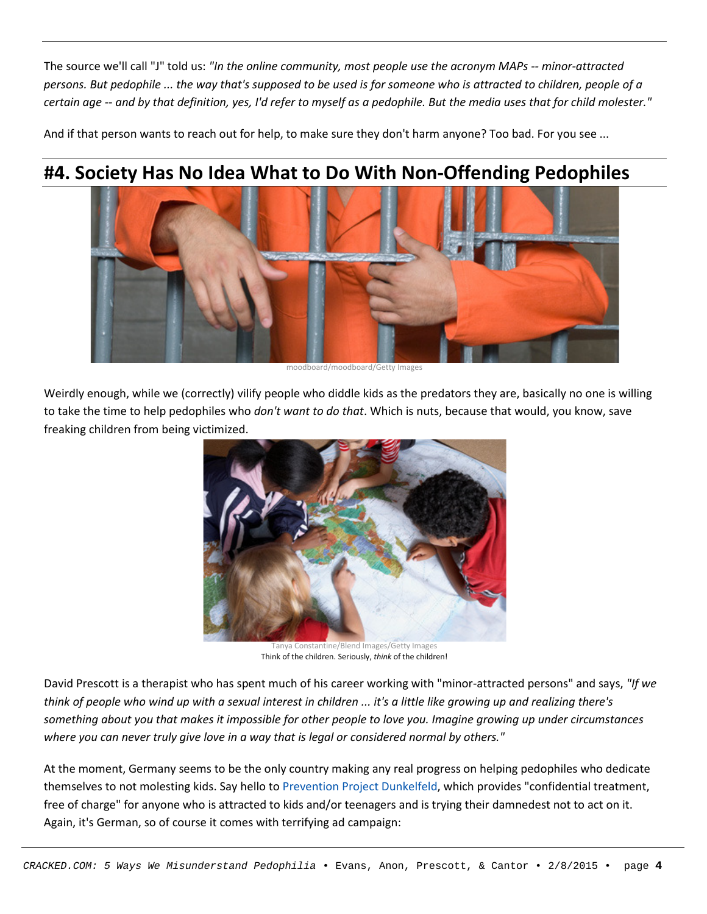The source we'll call "J" told us: *"In the online community, most people use the acronym MAPs -- minor-attracted persons. But pedophile ... the way that's supposed to be used is for someone who is attracted to children, people of a certain age -- and by that definition, yes, I'd refer to myself as a pedophile. But the media uses that for child molester."*

And if that person wants to reach out for help, to make sure they don't harm anyone? Too bad. For you see ...

## #4. Society Has No Idea What to Do With Non-Offending Pedophiles

moodboard/moodboard/Getty Images

Weirdly enough, while we (correctly) vilify people who diddle kids as the predators they are, basically no one is willing to take the time to help pedophiles who *don't want to do that*. Which is nuts, because that would, you know, save freaking children from being victimized.

Tanya Constantine/Blend Images/Getty Images

Think of the children. Seriously, *think* of the children!

David Prescott is a therapist who has spent much of his career working with "minor-attracted persons" and says, *"If we think of people who wind up with a sexual interest in children ... it's a little like growing up and realizing there's something about you that makes it impossible for other people to love you. Imagine growing up under circumstances where you can never truly give love in a way that is legal or considered normal by others."*

At the moment, Germany seems to be the only country making any real progress on helping pedophiles who dedicate themselves to not molesting kids. Say hello to Prevention Project Dunkelfeld, which provides "confidential treatment, free of charge" for anyone who is attracted to kids and/or teenagers and is trying their damnedest not to act on it. Again, it's German, so of course it comes with terrifying ad campaign: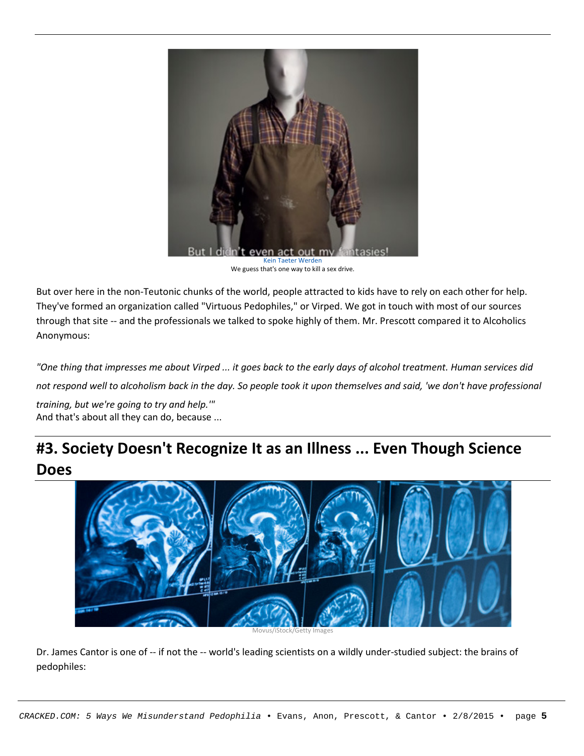But I didn't even act out my fantasies!

Kein Taeter Werden

We guess that's one way to kill a sex drive.

But over here in the non-Teutonic chunks of the world, people attracted to kids have to rely on each other for help. They've formed an organization called "Virtuous Pedophiles," or Virped. We got in touch with most of our sources through that site -- and the professionals we talked to spoke highly of them. Mr. Prescott compared it to Alcoholics Anonymous:

*"One thing that impresses me about Virped ... it goes back to the early days of alcohol treatment. Human services did not respond well to alcoholism back in the day. So people took it upon themselves and said, 'we don't have professional training, but we're going to try and help.'"*

And that's about all they can do, because ...

## #3. Society Doesn't Recognize It as an Illness ... Even Though Science Does

Movus/iStock/Getty Images

Dr. James Cantor is one of -- if not the -- world's leading scientists on a wildly under-studied subject: the brains of pedophiles: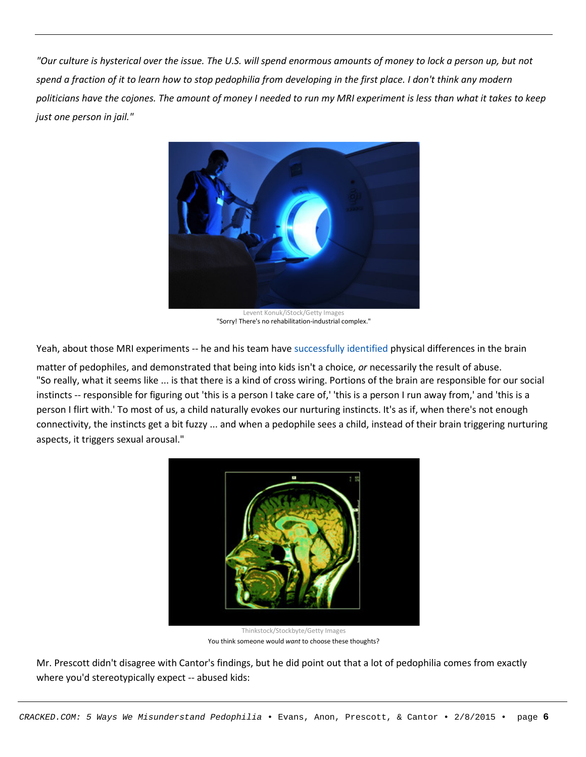*"Our culture is hysterical over the issue. The U.S. will spend enormous amounts of money to lock a person up, but not spend a fraction of it to learn how to stop pedophilia from developing in the first place. I don't think any modern politicians have the cojones. The amount of money I needed to run my MRI experiment is less than what it takes to keep just one person in jail."*

Levent Konuk/iStock/Getty Images
"Sorry! There's no rehabilitation-industrial complex."

Yeah, about those MRI experiments -- he and his team have successfully identified physical differences in the brain matter of pedophiles, and demonstrated that being into kids isn't a choice, *or* necessarily the result of abuse.
"So really, what it seems like ... is that there is a kind of cross wiring. Portions of the brain are responsible for our social instincts -- responsible for figuring out 'this is a person I take care of,' 'this is a person I run away from,' and 'this is a person I flirt with.' To most of us, a child naturally evokes our nurturing instincts. It's as if, when there's not enough connectivity, the instincts get a bit fuzzy ... and when a pedophile sees a child, instead of their brain triggering nurturing aspects, it triggers sexual arousal."

Thinkstock/Stockbyte/Getty Images
You think someone would *want* to choose these thoughts?

Mr. Prescott didn't disagree with Cantor's findings, but he did point out that a lot of pedophilia comes from exactly where you'd stereotypically expect -- abused kids: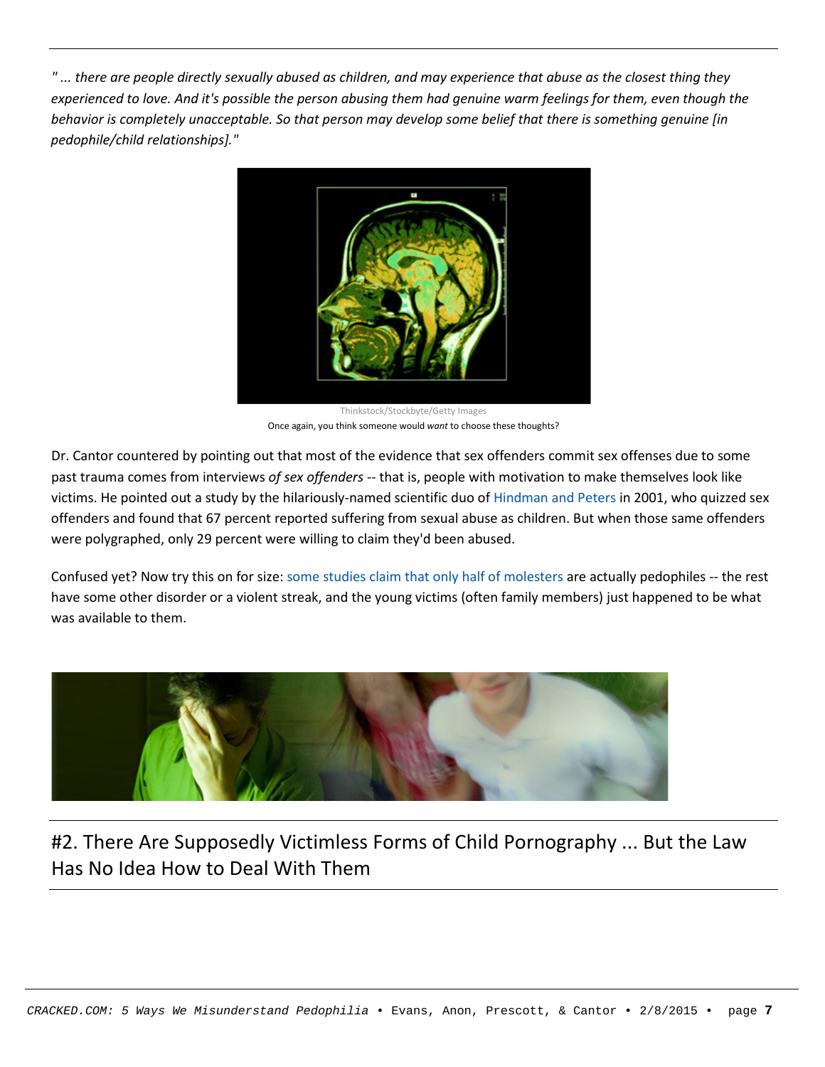*" ... there are people directly sexually abused as children, and may experience that abuse as the closest thing they experienced to love. And it's possible the person abusing them had genuine warm feelings for them, even though the behavior is completely unacceptable. So that person may develop some belief that there is something genuine [in pedophile/child relationships]."*

Thinkstock/Stockbyte/Getty Images

Once again, you think someone would *want* to choose these thoughts?

Dr. Cantor countered by pointing out that most of the evidence that sex offenders commit sex offenses due to some past trauma comes from interviews *of sex offenders* -- that is, people with motivation to make themselves look like victims. He pointed out a study by the hilariously-named scientific duo of Hindman and Peters in 2001, who quizzed sex offenders and found that 67 percent reported suffering from sexual abuse as children. But when those same offenders were polygraphed, only 29 percent were willing to claim they'd been abused.

Confused yet? Now try this on for size: some studies claim that only half of molesters are actually pedophiles -- the rest have some other disorder or a violent streak, and the young victims (often family members) just happened to be what was available to them.

## #2. There Are Supposedly Victimless Forms of Child Pornography ... But the Law Has No Idea How to Deal With Them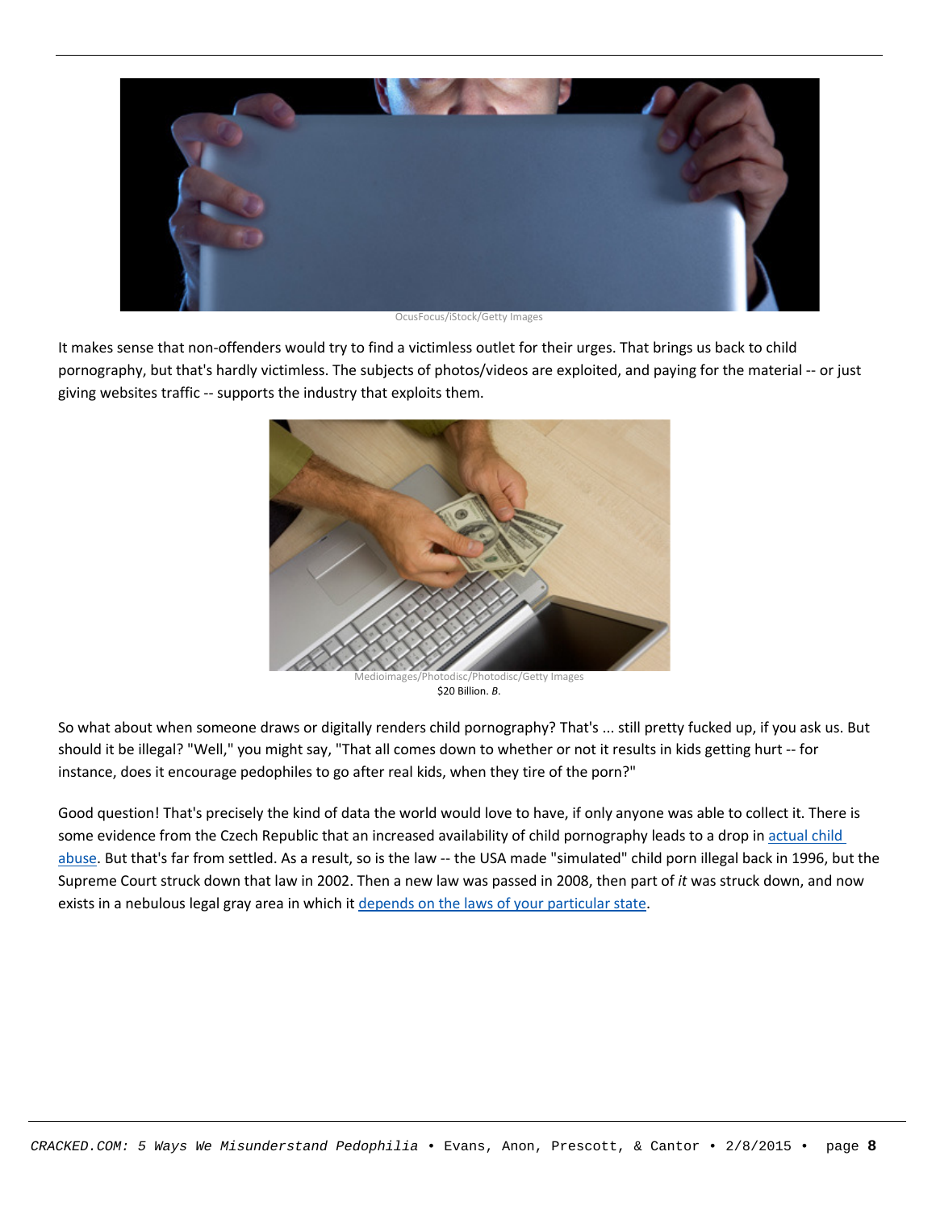OcusFocus/iStock/Getty Images

It makes sense that non-offenders would try to find a victimless outlet for their urges. That brings us back to child pornography, but that's hardly victimless. The subjects of photos/videos are exploited, and paying for the material -- or just giving websites traffic -- supports the industry that exploits them.

Medioimages/Photodisc/Photodisc/Getty Images
$20 Billion. *B*.

So what about when someone draws or digitally renders child pornography? That's ... still pretty fucked up, if you ask us. But should it be illegal? "Well," you might say, "That all comes down to whether or not it results in kids getting hurt -- for instance, does it encourage pedophiles to go after real kids, when they tire of the porn?"

Good question! That's precisely the kind of data the world would love to have, if only anyone was able to collect it. There is some evidence from the Czech Republic that an increased availability of child pornography leads to a drop in actual child abuse. But that's far from settled. As a result, so is the law -- the USA made "simulated" child porn illegal back in 1996, but the Supreme Court struck down that law in 2002. Then a new law was passed in 2008, then part of *it* was struck down, and now exists in a nebulous legal gray area in which it depends on the laws of your particular state.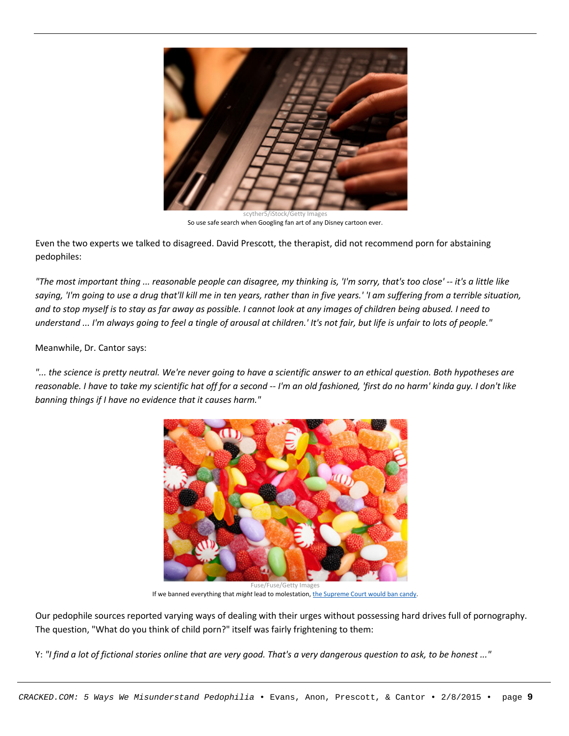scyther5/iStock/Getty Images

So use safe search when Googling fan art of any Disney cartoon ever.

Even the two experts we talked to disagreed. David Prescott, the therapist, did not recommend porn for abstaining pedophiles:

*"The most important thing ... reasonable people can disagree, my thinking is, 'I'm sorry, that's too close' -- it's a little like saying, 'I'm going to use a drug that'll kill me in ten years, rather than in five years.' 'I am suffering from a terrible situation, and to stop myself is to stay as far away as possible. I cannot look at any images of children being abused. I need to understand ... I'm always going to feel a tingle of arousal at children.' It's not fair, but life is unfair to lots of people."*

Meanwhile, Dr. Cantor says:

*"... the science is pretty neutral. We're never going to have a scientific answer to an ethical question. Both hypotheses are reasonable. I have to take my scientific hat off for a second -- I'm an old fashioned, 'first do no harm' kinda guy. I don't like banning things if I have no evidence that it causes harm."*

Fuse/Fuse/Getty Images

If we banned everything that *might* lead to molestation, the Supreme Court would ban candy.

Our pedophile sources reported varying ways of dealing with their urges without possessing hard drives full of pornography. The question, "What do you think of child porn?" itself was fairly frightening to them:

Y: *"I find a lot of fictional stories online that are very good. That's a very dangerous question to ask, to be honest ..."*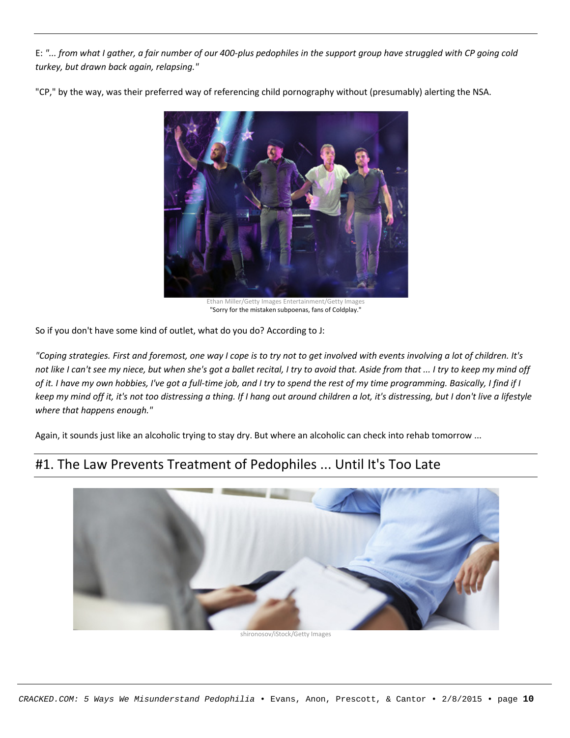E: *"... from what I gather, a fair number of our 400-plus pedophiles in the support group have struggled with CP going cold turkey, but drawn back again, relapsing."*

"CP," by the way, was their preferred way of referencing child pornography without (presumably) alerting the NSA.

Ethan Miller/Getty Images Entertainment/Getty Images
"Sorry for the mistaken subpoenas, fans of Coldplay."

So if you don't have some kind of outlet, what do you do? According to J:

*"Coping strategies. First and foremost, one way I cope is to try not to get involved with events involving a lot of children. It's not like I can't see my niece, but when she's got a ballet recital, I try to avoid that. Aside from that ... I try to keep my mind off of it. I have my own hobbies, I've got a full-time job, and I try to spend the rest of my time programming. Basically, I find if I keep my mind off it, it's not too distressing a thing. If I hang out around children a lot, it's distressing, but I don't live a lifestyle where that happens enough."*

Again, it sounds just like an alcoholic trying to stay dry. But where an alcoholic can check into rehab tomorrow ...

## #1. The Law Prevents Treatment of Pedophiles ... Until It's Too Late

shironosov/iStock/Getty Images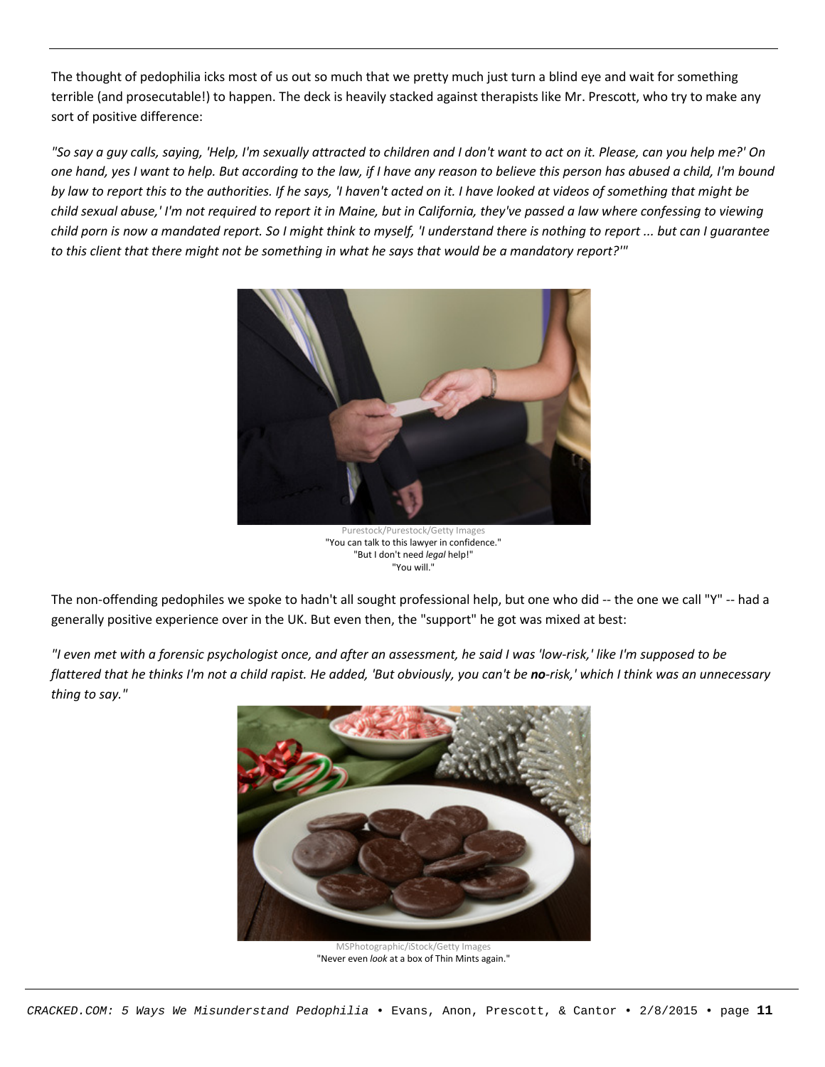The thought of pedophilia icks most of us out so much that we pretty much just turn a blind eye and wait for something terrible (and prosecutable!) to happen. The deck is heavily stacked against therapists like Mr. Prescott, who try to make any sort of positive difference:

*"So say a guy calls, saying, 'Help, I'm sexually attracted to children and I don't want to act on it. Please, can you help me?' On one hand, yes I want to help. But according to the law, if I have any reason to believe this person has abused a child, I'm bound by law to report this to the authorities. If he says, 'I haven't acted on it. I have looked at videos of something that might be child sexual abuse,' I'm not required to report it in Maine, but in California, they've passed a law where confessing to viewing child porn is now a mandated report. So I might think to myself, 'I understand there is nothing to report ... but can I guarantee to this client that there might not be something in what he says that would be a mandatory report?'"*

Purestock/Purestock/Getty Images
"You can talk to this lawyer in confidence."
"But I don't need *legal* help!"
"You will."

The non-offending pedophiles we spoke to hadn't all sought professional help, but one who did -- the one we call "Y" -- had a generally positive experience over in the UK. But even then, the "support" he got was mixed at best:

*"I even met with a forensic psychologist once, and after an assessment, he said I was 'low-risk,' like I'm supposed to be flattered that he thinks I'm not a child rapist. He added, 'But obviously, you can't be **no**-risk,' which I think was an unnecessary thing to say."*

MSPhotographic/iStock/Getty Images
"Never even *look* at a box of Thin Mints again."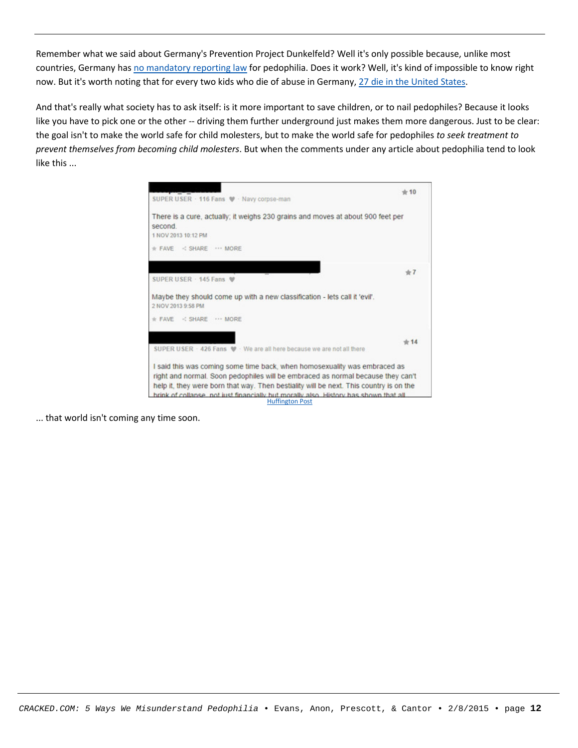Remember what we said about Germany's Prevention Project Dunkelfeld? Well it's only possible because, unlike most countries, Germany has no mandatory reporting law for pedophilia. Does it work? Well, it's kind of impossible to know right now. But it's worth noting that for every two kids who die of abuse in Germany, 27 die in the United States.

And that's really what society has to ask itself: is it more important to save children, or to nail pedophiles? Because it looks like you have to pick one or the other -- driving them further underground just makes them more dangerous. Just to be clear: the goal isn't to make the world safe for child molesters, but to make the world safe for pedophiles *to seek treatment to prevent themselves from becoming child molesters*. But when the comments under any article about pedophilia tend to look like this ...

SUPER USER · 116 Fans · Navy corpse-man ★ 10

There is a cure, actually; it weighs 230 grains and moves at about 900 feet per second.

1 NOV 2013 10:12 PM

FAVE · SHARE · MORE

SUPER USER · 145 Fans ★ 7

Maybe they should come up with a new classification - lets call it 'evil'.

2 NOV 2013 9:58 PM

FAVE · SHARE · MORE

SUPER USER · 426 Fans · We are all here because we are not all there ★ 14

I said this was coming some time back, when homosexuality was embraced as right and normal. Soon pedophiles will be embraced as normal because they can't help it, they were born that way. Then bestiality will be next. This country is on the brink of collapse, not just financially but morally also. History has shown that all

Huffington Post

... that world isn't coming any time soon.